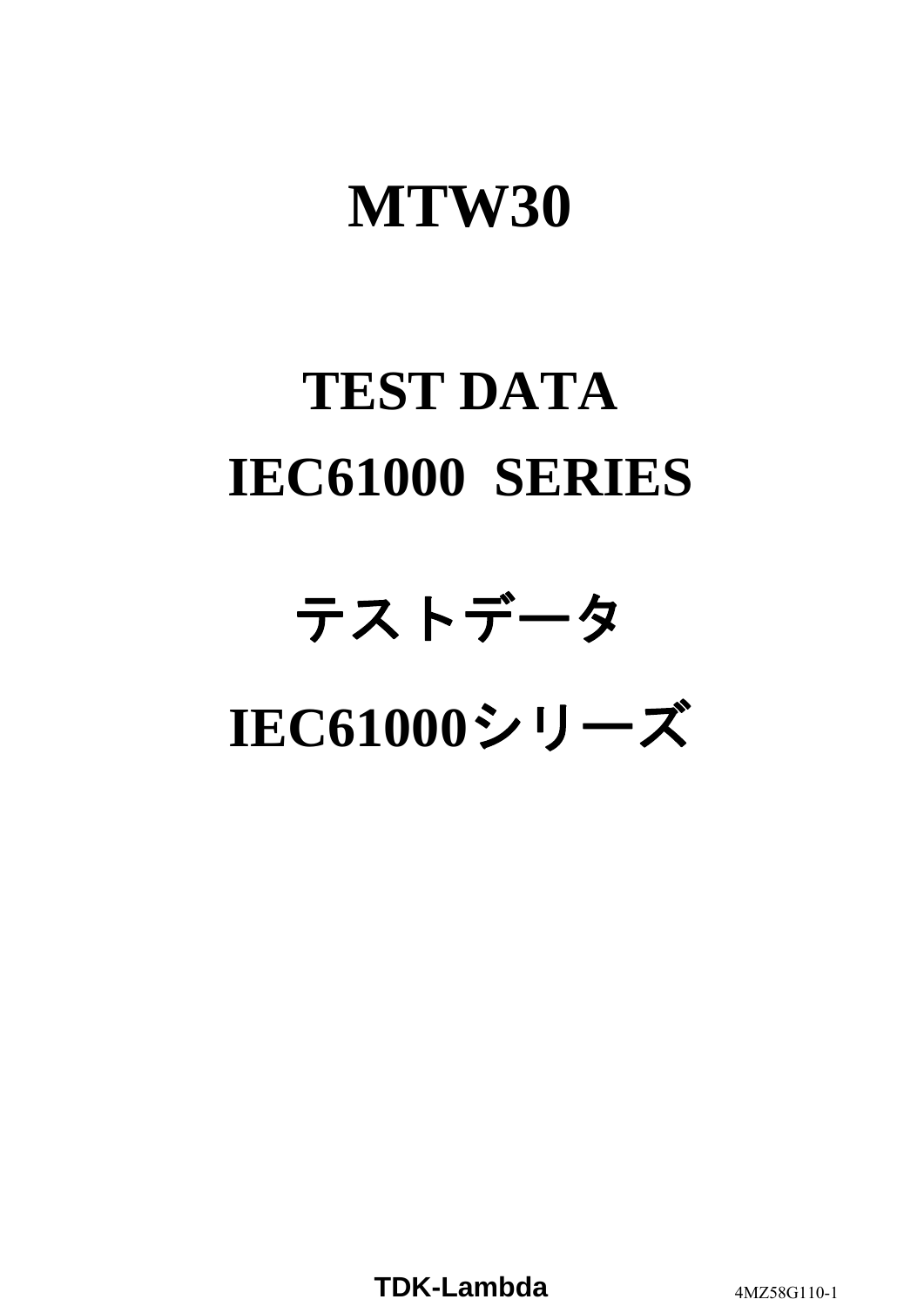# MTW30

# TEST DATA

# IEC61000  SERIES

# テストデータ

# IEC61000シリーズ

**TDK-Lambda** 4MZ58G110-1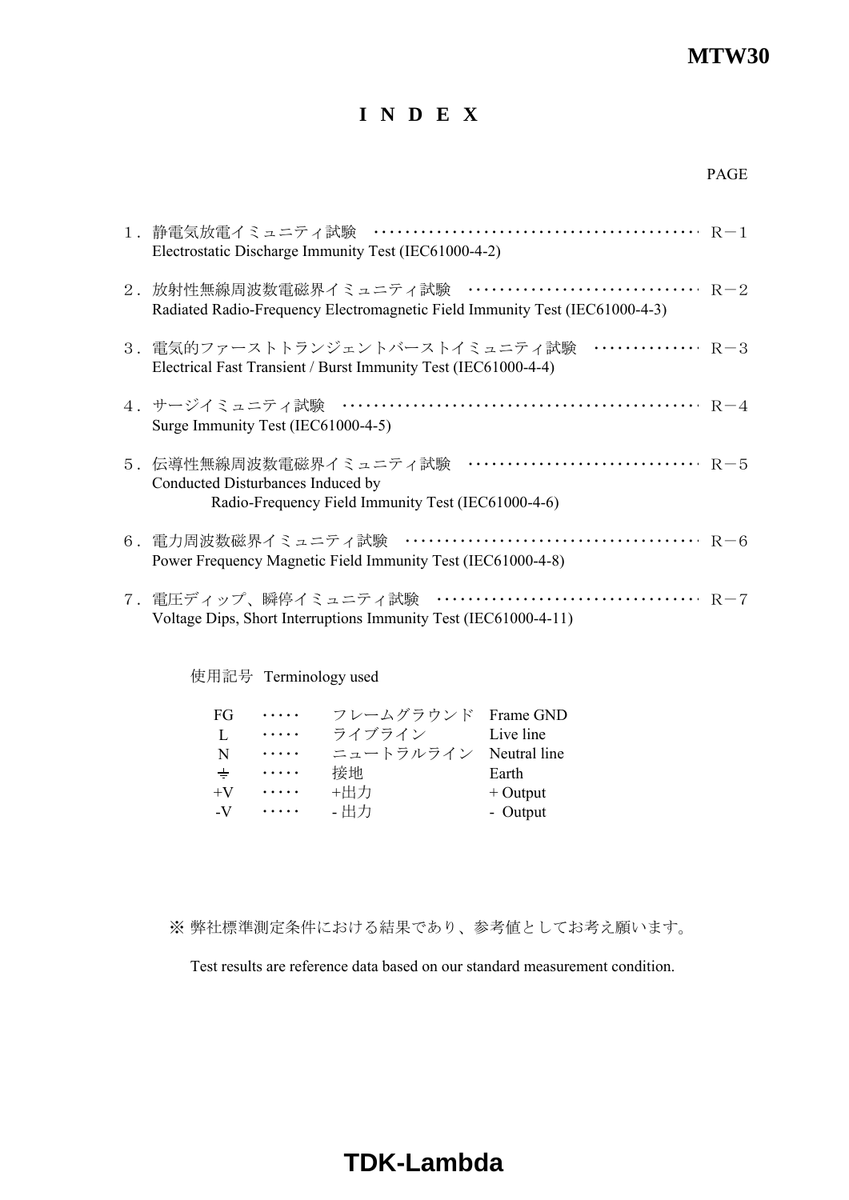# I N D E X

PAGE

1．静電気放電イミュニティ試験 ・・・・・・・・・・・・・・・・・・・・・・・・・・・・・・・・・・・・・・・・ Ｒ－１
Electrostatic Discharge Immunity Test (IEC61000-4-2)

2．放射性無線周波数電磁界イミュニティ試験 ・・・・・・・・・・・・・・・・・・・・・・・・・・・・・ Ｒ－２
Radiated Radio-Frequency Electromagnetic Field Immunity Test (IEC61000-4-3)

3．電気的ファーストトランジェントバーストイミュニティ試験 ・・・・・・・・・・・・・ Ｒ－３
Electrical Fast Transient / Burst Immunity Test (IEC61000-4-4)

4．サージイミュニティ試験 ・・・・・・・・・・・・・・・・・・・・・・・・・・・・・・・・・・・・・・・・・・・・ Ｒ－４
Surge Immunity Test (IEC61000-4-5)

5．伝導性無線周波数電磁界イミュニティ試験 ・・・・・・・・・・・・・・・・・・・・・・・・・・・・・ Ｒ－５
Conducted Disturbances Induced by
Radio-Frequency Field Immunity Test (IEC61000-4-6)

6．電力周波数磁界イミュニティ試験 ・・・・・・・・・・・・・・・・・・・・・・・・・・・・・・・・・・・・・ Ｒ－６
Power Frequency Magnetic Field Immunity Test (IEC61000-4-8)

7．電圧ディップ、瞬停イミュニティ試験 ・・・・・・・・・・・・・・・・・・・・・・・・・・・・・・・・・ Ｒ－７
Voltage Dips, Short Interruptions Immunity Test (IEC61000-4-11)

使用記号 Terminology used

| | | | |
|---|---|---|---|
| FG | ・・・・・ | フレームグラウンド | Frame GND |
| L | ・・・・・ | ライブライン | Live line |
| N | ・・・・・ | ニュートラルライン | Neutral line |
| ⏚ | ・・・・・ | 接地 | Earth |
| +V | ・・・・・ | +出力 | + Output |
| -V | ・・・・・ | - 出力 | - Output |

※ 弊社標準測定条件における結果であり、参考値としてお考え願います。

Test results are reference data based on our standard measurement condition.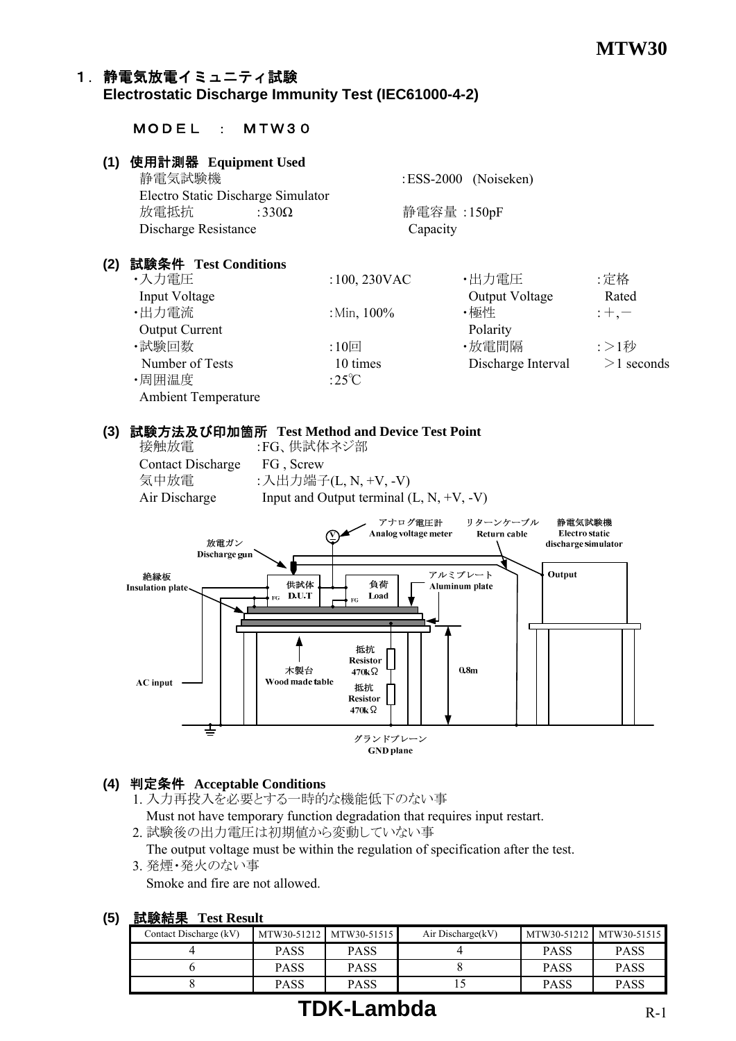# 1. 静電気放電イミュニティ試験 Electrostatic Discharge Immunity Test (IEC61000-4-2)

ＭＯＤＥＬ ： ＭＴＷ３０

## (1) 使用計測器 Equipment Used

静電気試験機 Electro Static Discharge Simulator : ESS-2000 (Noiseken)

放電抵抗 Discharge Resistance : 330Ω

静電容量 Capacity : 150pF

## (2) 試験条件 Test Conditions

- ・入力電圧 Input Voltage : 100, 230VAC
- ・出力電圧 Output Voltage : 定格 Rated
- ・出力電流 Output Current : Min, 100%
- ・極性 Polarity : ＋,－
- ・試験回数 Number of Tests : 10回 10 times
- ・放電間隔 Discharge Interval : ＞1秒 ＞1 seconds
- ・周囲温度 Ambient Temperature : 25℃

## (3) 試験方法及び印加箇所 Test Method and Device Test Point

接触放電 Contact Discharge : FG、供試体ネジ部 FG , Screw

気中放電 Air Discharge : 入出力端子(L, N, +V, -V) Input and Output terminal (L, N, +V, -V)

アナログ電圧計 Analog voltage meter / リターンケーブル Return cable / 静電気試験機 Electro static discharge simulator / Output / 放電ガン Discharge gun / 絶縁板 Insulation plate / 供試体 D.U.T / FG / 負荷 Load / アルミプレート Aluminum plate / 木製台 Wood made table / 抵抗 Resistor 470kΩ / 抵抗 Resistor 470kΩ / 0.8m / AC input / グランドプレーン GND plane

## (4) 判定条件 Acceptable Conditions

1. 入力再投入を必要とする一時的な機能低下のない事
   Must not have temporary function degradation that requires input restart.
2. 試験後の出力電圧は初期値から変動していない事
   The output voltage must be within the regulation of specification after the test.
3. 発煙・発火のない事
   Smoke and fire are not allowed.

## (5) 試験結果 Test Result

| Contact Discharge (kV) | MTW30-51212 | MTW30-51515 | Air Discharge(kV) | MTW30-51212 | MTW30-51515 |
|---|---|---|---|---|---|
| 4 | PASS | PASS | 4 | PASS | PASS |
| 6 | PASS | PASS | 8 | PASS | PASS |
| 8 | PASS | PASS | 15 | PASS | PASS |

TDK-Lambda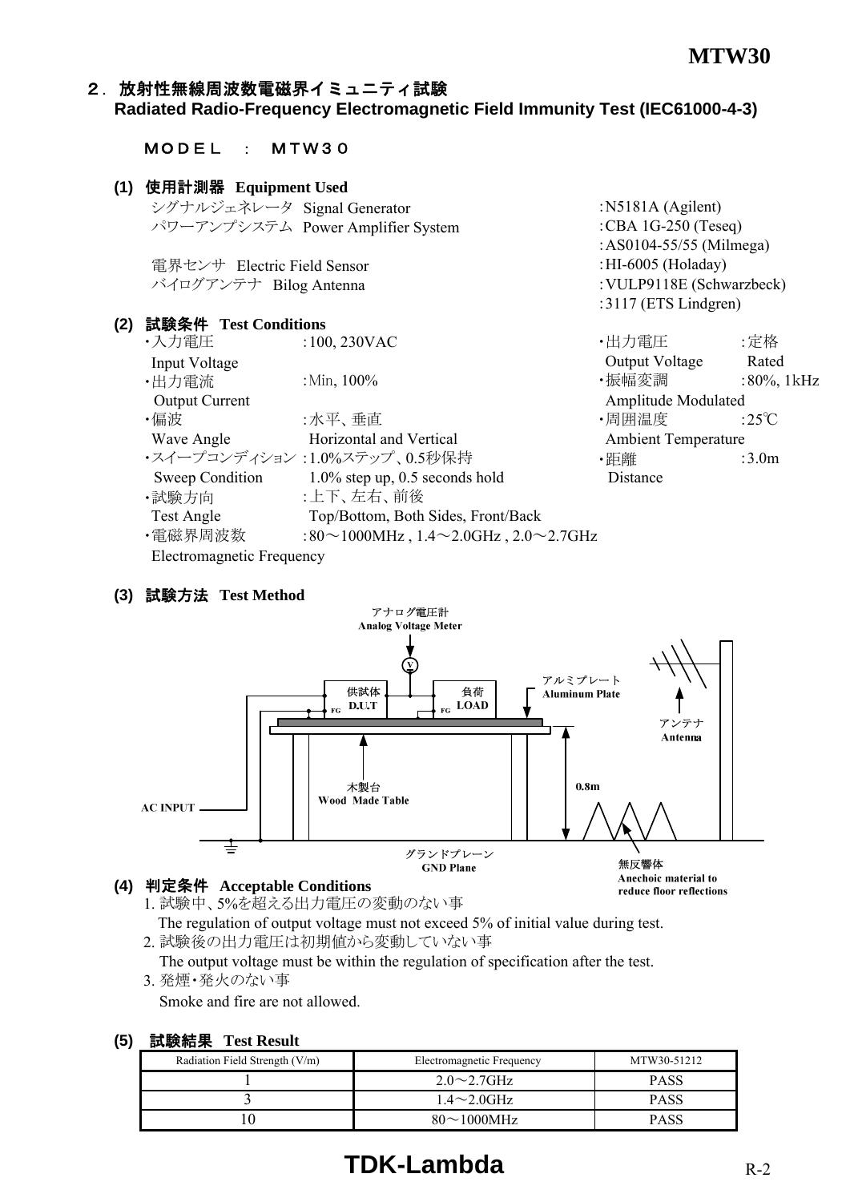## ２. 放射性無線周波数電磁界イミュニティ試験
**Radiated Radio-Frequency Electromagnetic Field Immunity Test (IEC61000-4-3)**

ＭＯＤＥＬ ： ＭＴＷ３０

### (1) 使用計測器 Equipment Used

| | |
|---|---|
| シグナルジェネレータ Signal Generator | :N5181A (Agilent) |
| パワーアンプシステム Power Amplifier System | :CBA 1G-250 (Teseq) |
| | :AS0104-55/55 (Milmega) |
| 電界センサ Electric Field Sensor | :HI-6005 (Holaday) |
| バイログアンテナ Bilog Antenna | :VULP9118E (Schwarzbeck) |
| | :3117 (ETS Lindgren) |

### (2) 試験条件 Test Conditions

- ・入力電圧 Input Voltage :100, 230VAC
- ・出力電流 Output Current :Min, 100%
- ・偏波 Wave Angle :水平、垂直 Horizontal and Vertical
- ・スイープコンディション Sweep Condition :1.0%ステップ、0.5秒保持 1.0% step up, 0.5 seconds hold
- ・試験方向 Test Angle :上下、左右、前後 Top/Bottom, Both Sides, Front/Back
- ・電磁界周波数 Electromagnetic Frequency :80～1000MHz , 1.4～2.0GHz , 2.0～2.7GHz
- ・出力電圧 Output Voltage :定格 Rated
- ・振幅変調 Amplitude Modulated :80%, 1kHz
- ・周囲温度 Ambient Temperature :25℃
- ・距離 Distance :3.0m

### (3) 試験方法 Test Method

アナログ電圧計 Analog Voltage Meter
供試体 D.U.T
負荷 LOAD
FG
アルミプレート Aluminum Plate
アンテナ Antenna
木製台 Wood Made Table
0.8m
AC INPUT
グランドプレーン GND Plane
無反響体 Anechoic material to reduce floor reflections

### (4) 判定条件 Acceptable Conditions

1. 試験中、5%を超える出力電圧の変動のない事
   The regulation of output voltage must not exceed 5% of initial value during test.
2. 試験後の出力電圧は初期値から変動していない事
   The output voltage must be within the regulation of specification after the test.
3. 発煙・発火のない事
   Smoke and fire are not allowed.

### (5) 試験結果 Test Result

| Radiation Field Strength (V/m) | Electromagnetic Frequency | MTW30-51212 |
|---|---|---|
| 1 | 2.0～2.7GHz | PASS |
| 3 | 1.4～2.0GHz | PASS |
| 10 | 80～1000MHz | PASS |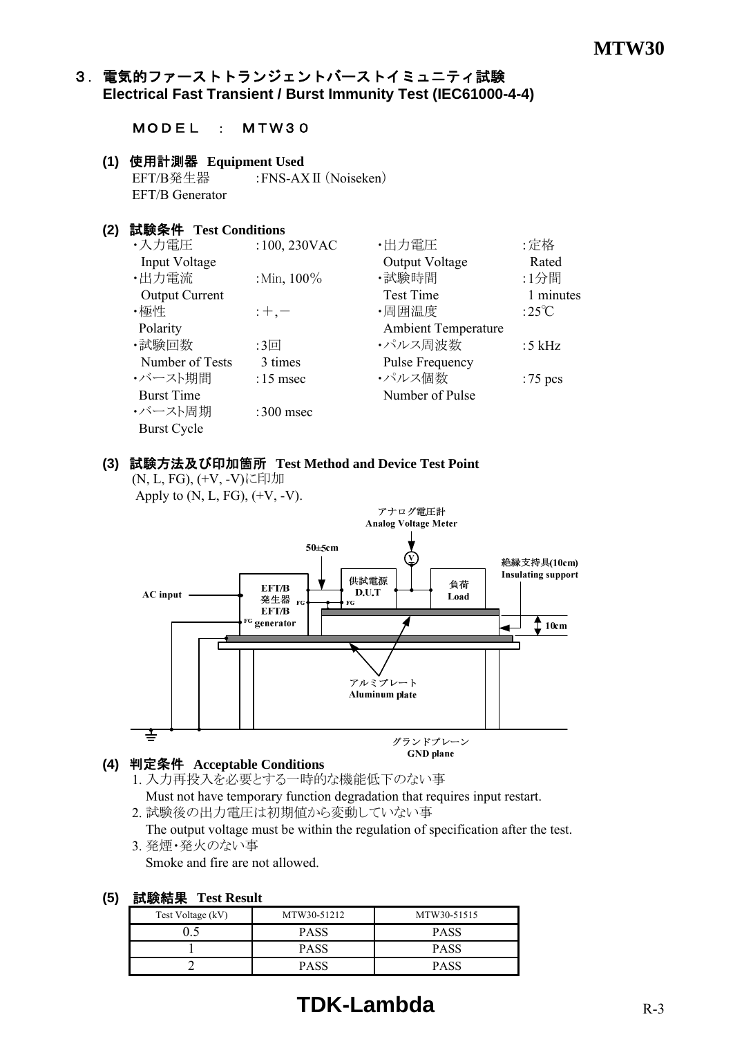## 3. 電気的ファーストトランジェントバーストイミュニティ試験 Electrical Fast Transient / Burst Immunity Test (IEC61000-4-4)

ＭＯＤＥＬ ： ＭＴＷ３０

### (1) 使用計測器 Equipment Used

EFT/B発生器 EFT/B Generator :FNS-AXⅡ (Noiseken)

### (2) 試験条件 Test Conditions

| | | | |
|---|---|---|---|
| ・入力電圧 Input Voltage | :100, 230VAC | ・出力電圧 Output Voltage | :定格 Rated |
| ・出力電流 Output Current | :Min, 100% | ・試験時間 Test Time | :1分間 1 minutes |
| ・極性 Polarity | :＋,－ | ・周囲温度 Ambient Temperature | :25℃ |
| ・試験回数 Number of Tests | :3回 3 times | ・パルス周波数 Pulse Frequency | :5 kHz |
| ・バースト期間 Burst Time | :15 msec | ・パルス個数 Number of Pulse | :75 pcs |
| ・バースト周期 Burst Cycle | :300 msec | | |

### (3) 試験方法及び印加箇所 Test Method and Device Test Point

(N, L, FG), (+V, -V)に印加

Apply to (N, L, FG), (+V, -V).

アナログ電圧計 Analog Voltage Meter

50±5cm

AC input

EFT/B 発生器 EFT/B generator

供試電源 D.U.T

負荷 Load

絶縁支持具(10cm) Insulating support

10cm

アルミプレート Aluminum plate

グランドプレーン GND plane

### (4) 判定条件 Acceptable Conditions

1. 入力再投入を必要とする一時的な機能低下のない事
   Must not have temporary function degradation that requires input restart.
2. 試験後の出力電圧は初期値から変動していない事
   The output voltage must be within the regulation of specification after the test.
3. 発煙・発火のない事
   Smoke and fire are not allowed.

### (5) 試験結果 Test Result

| Test Voltage (kV) | MTW30-51212 | MTW30-51515 |
|---|---|---|
| 0.5 | PASS | PASS |
| 1 | PASS | PASS |
| 2 | PASS | PASS |

**TDK-Lambda**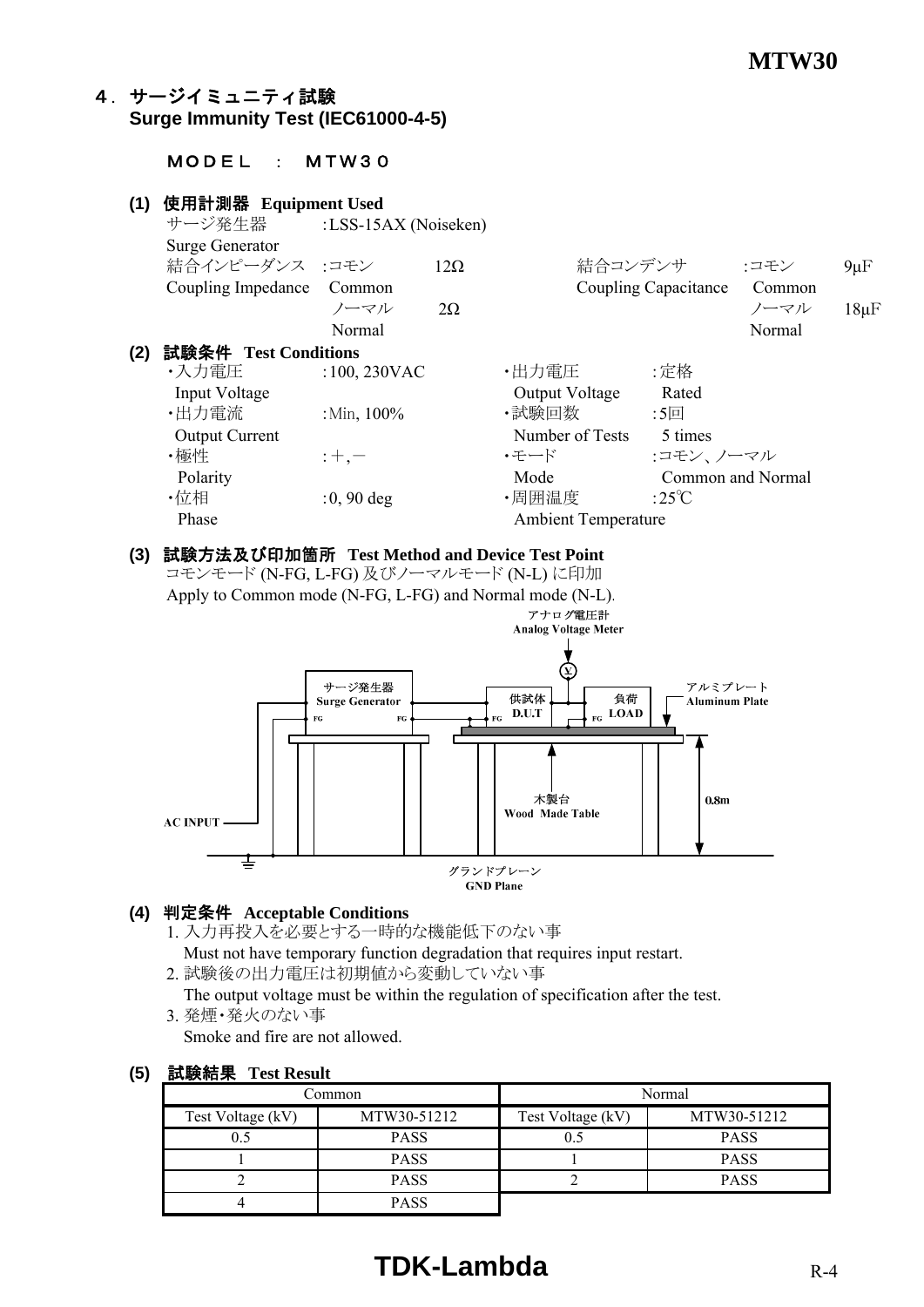## ４．サージイミュニティ試験
## Surge Immunity Test (IEC61000-4-5)

ＭＯＤＥＬ　：　ＭＴＷ３０

**(1) 使用計測器 Equipment Used**

サージ発生器 Surge Generator　:LSS-15AX (Noiseken)

結合インピーダンス Coupling Impedance　:コモン Common　12Ω　／　ノーマル Normal　2Ω

結合コンデンサ Coupling Capacitance　:コモン Common　9μF　／　ノーマル Normal　18μF

**(2) 試験条件 Test Conditions**

- ・入力電圧 Input Voltage　:100, 230VAC
- ・出力電流 Output Current　:Min, 100%
- ・極性 Polarity　:＋,－
- ・位相 Phase　:0, 90 deg
- ・出力電圧 Output Voltage　:定格 Rated
- ・試験回数 Number of Tests　:5回 5 times
- ・モード Mode　:コモン、ノーマル Common and Normal
- ・周囲温度 Ambient Temperature　:25℃

**(3) 試験方法及び印加箇所 Test Method and Device Test Point**

コモンモード (N-FG, L-FG) 及びノーマルモード (N-L) に印加

Apply to Common mode (N-FG, L-FG) and Normal mode (N-L).

アナログ電圧計 Analog Voltage Meter　サージ発生器 Surge Generator　FG　FG　供試体 D.U.T　FG　負荷 LOAD　FG　アルミプレート Aluminum Plate　木製台 Wood Made Table　0.8m　AC INPUT　グランドプレーン GND Plane

**(4) 判定条件 Acceptable Conditions**

1. 入力再投入を必要とする一時的な機能低下のない事
   Must not have temporary function degradation that requires input restart.
2. 試験後の出力電圧は初期値から変動していない事
   The output voltage must be within the regulation of specification after the test.
3. 発煙・発火のない事
   Smoke and fire are not allowed.

**(5) 試験結果 Test Result**

| Common | | Normal | |
|---|---|---|---|
| Test Voltage (kV) | MTW30-51212 | Test Voltage (kV) | MTW30-51212 |
| 0.5 | PASS | 0.5 | PASS |
| 1 | PASS | 1 | PASS |
| 2 | PASS | 2 | PASS |
| 4 | PASS | | |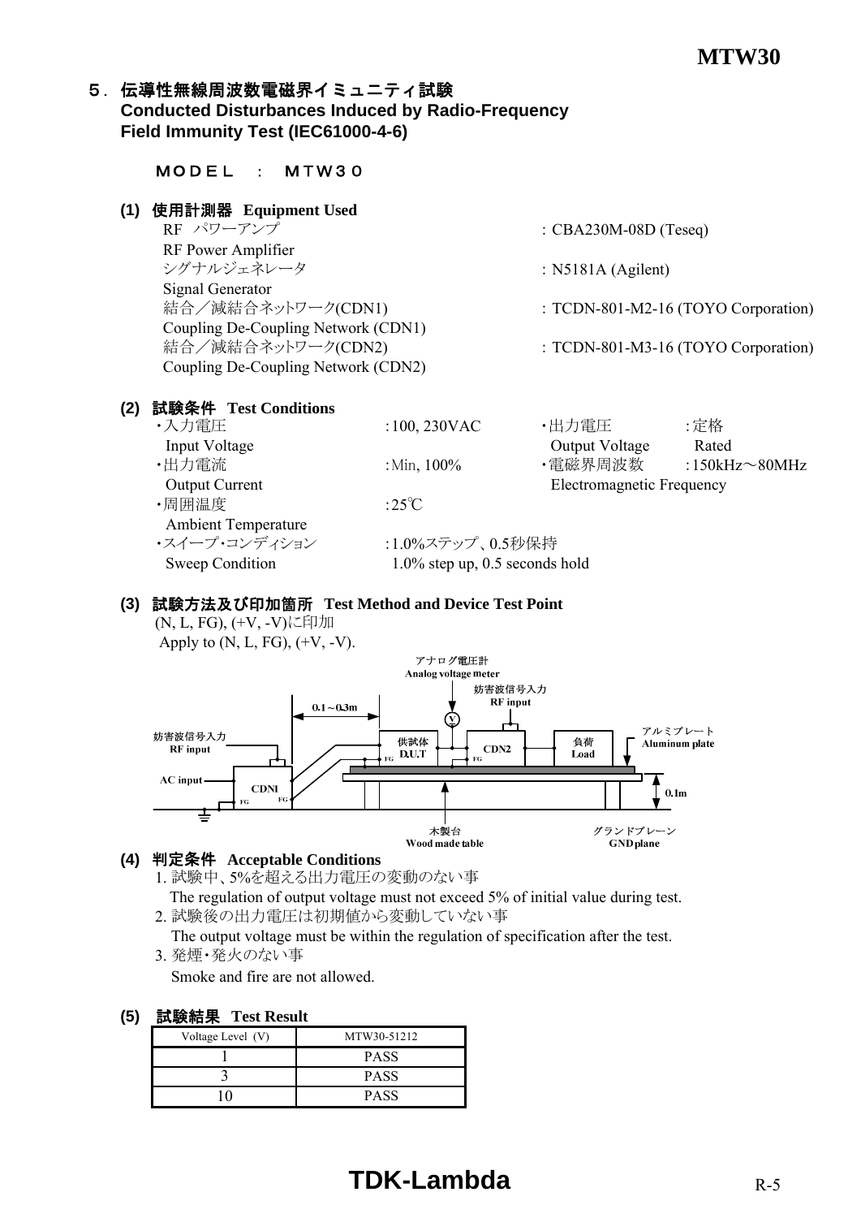## ５．伝導性無線周波数電磁界イミュニティ試験
**Conducted Disturbances Induced by Radio-Frequency Field Immunity Test (IEC61000-4-6)**

ＭＯＤＥＬ　：　ＭＴＷ３０

### (1) 使用計測器 Equipment Used

| | |
|---|---|
| RF パワーアンプ<br>RF Power Amplifier | : CBA230M-08D (Teseq) |
| シグナルジェネレータ<br>Signal Generator | : N5181A (Agilent) |
| 結合／減結合ネットワーク(CDN1)<br>Coupling De-Coupling Network (CDN1) | : TCDN-801-M2-16 (TOYO Corporation) |
| 結合／減結合ネットワーク(CDN2)<br>Coupling De-Coupling Network (CDN2) | : TCDN-801-M3-16 (TOYO Corporation) |

### (2) 試験条件 Test Conditions

| | | | |
|---|---|---|---|
| ・入力電圧<br>Input Voltage | :100, 230VAC | ・出力電圧<br>Output Voltage | :定格<br>Rated |
| ・出力電流<br>Output Current | :Min, 100% | ・電磁界周波数<br>Electromagnetic Frequency | :150kHz～80MHz |
| ・周囲温度<br>Ambient Temperature | :25℃ | | |
| ・スイープ･コンディション<br>Sweep Condition | :1.0%ステップ、0.5秒保持<br>1.0% step up, 0.5 seconds hold | | |

### (3) 試験方法及び印加箇所 Test Method and Device Test Point

(N, L, FG), (+V, -V)に印加

Apply to (N, L, FG), (+V, -V).

アナログ電圧計 Analog voltage meter　妨害波信号入力 RF input　0.1～0.3m　妨害波信号入力 RF input　供試体 D.U.T　CDN2　負荷 Load　アルミプレート Aluminum plate　AC input　CDN1　0.1m　木製台 Wood made table　グランドプレーン GND plane

### (4) 判定条件 Acceptable Conditions

1. 試験中、5%を超える出力電圧の変動のない事
   The regulation of output voltage must not exceed 5% of initial value during test.
2. 試験後の出力電圧は初期値から変動していない事
   The output voltage must be within the regulation of specification after the test.
3. 発煙・発火のない事
   Smoke and fire are not allowed.

### (5) 試験結果 Test Result

| Voltage Level (V) | MTW30-51212 |
|---|---|
| 1 | PASS |
| 3 | PASS |
| 10 | PASS |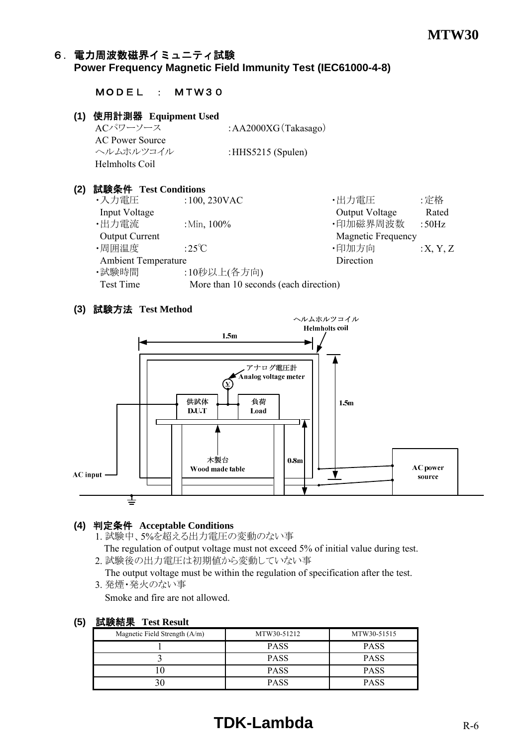## 6．電力周波数磁界イミュニティ試験
## Power Frequency Magnetic Field Immunity Test (IEC61000-4-8)

ＭＯＤＥＬ　：　ＭＴＷ３０

**(1) 使用計測器 Equipment Used**

| | |
|---|---|
| ACパワーソース AC Power Source | :AA2000XG（Takasago） |
| ヘルムホルツコイル Helmholts Coil | :HHS5215 (Spulen) |

**(2) 試験条件 Test Conditions**

| | | | |
|---|---|---|---|
| ・入力電圧 Input Voltage | :100, 230VAC | ・出力電圧 Output Voltage | :定格 Rated |
| ・出力電流 Output Current | :Min, 100% | ・印加磁界周波数 Magnetic Frequency | :50Hz |
| ・周囲温度 Ambient Temperature | :25℃ | ・印加方向 Direction | :X, Y, Z |
| ・試験時間 Test Time | :10秒以上(各方向) More than 10 seconds (each direction) | | |

**(3) 試験方法 Test Method**

ヘルムホルツコイル Helmholts coil
1.5m
アナログ電圧計 Analog voltage meter
供試体 D.U.T
負荷 Load
1.5m
木製台 Wood made table
0.8m
AC input
AC power source

**(4) 判定条件 Acceptable Conditions**

1. 試験中、5%を超える出力電圧の変動のない事
   The regulation of output voltage must not exceed 5% of initial value during test.
2. 試験後の出力電圧は初期値から変動していない事
   The output voltage must be within the regulation of specification after the test.
3. 発煙・発火のない事
   Smoke and fire are not allowed.

**(5) 試験結果 Test Result**

| Magnetic Field Strength (A/m) | MTW30-51212 | MTW30-51515 |
|---|---|---|
| 1 | PASS | PASS |
| 3 | PASS | PASS |
| 10 | PASS | PASS |
| 30 | PASS | PASS |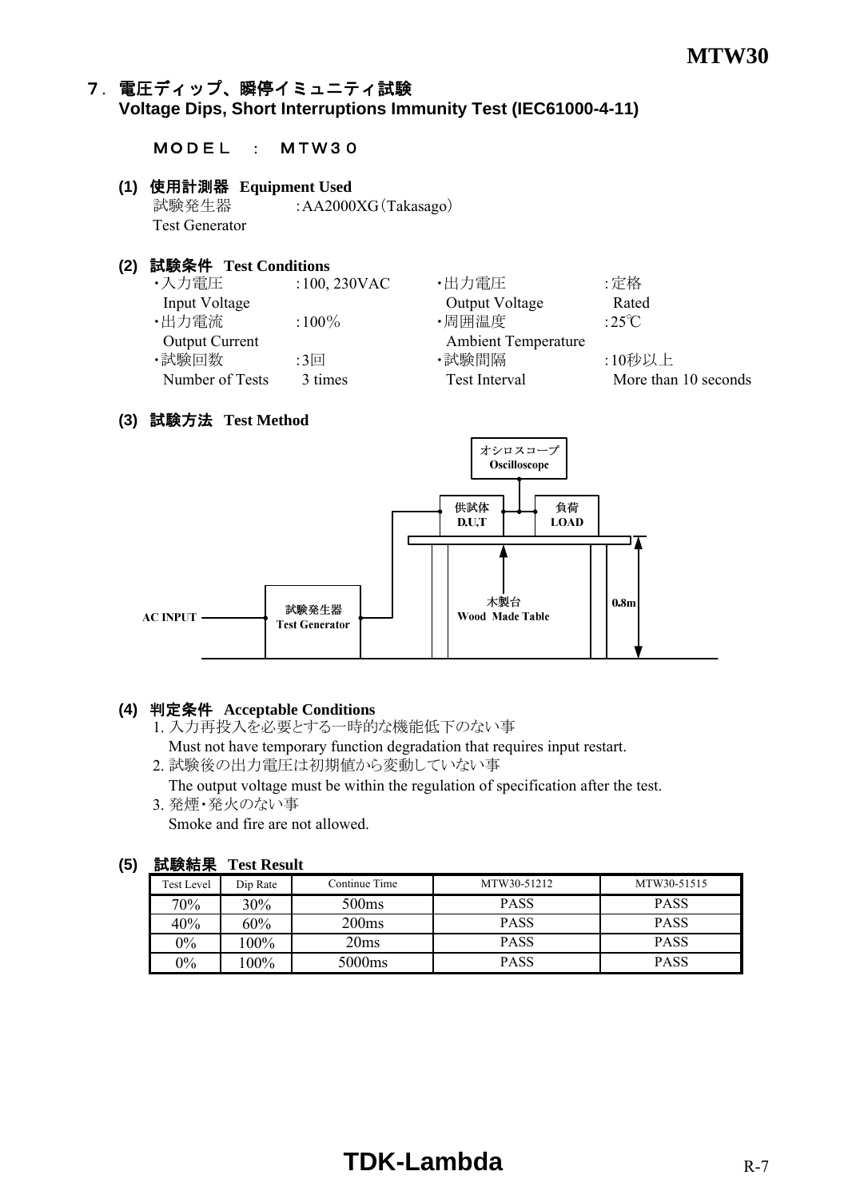## ７. 電圧ディップ、瞬停イミュニティ試験
**Voltage Dips, Short Interruptions Immunity Test (IEC61000-4-11)**

ＭＯＤＥＬ　：　ＭＴＷ３０

**(1) 使用計測器 Equipment Used**

試験発生器 Test Generator　:AA2000XG(Takasago)

**(2) 試験条件 Test Conditions**

| | | | |
|---|---|---|---|
| ・入力電圧 Input Voltage | :100, 230VAC | ・出力電圧 Output Voltage | :定格 Rated |
| ・出力電流 Output Current | :100% | ・周囲温度 Ambient Temperature | :25℃ |
| ・試験回数 Number of Tests | :3回 3 times | ・試験間隔 Test Interval | :10秒以上 More than 10 seconds |

**(3) 試験方法 Test Method**

オシロスコープ Oscilloscope

供試体 D.U.T

負荷 LOAD

木製台 Wood Made Table

0.8m

AC INPUT

試験発生器 Test Generator

**(4) 判定条件 Acceptable Conditions**

1. 入力再投入を必要とする一時的な機能低下のない事
   Must not have temporary function degradation that requires input restart.
2. 試験後の出力電圧は初期値から変動していない事
   The output voltage must be within the regulation of specification after the test.
3. 発煙・発火のない事
   Smoke and fire are not allowed.

**(5) 試験結果 Test Result**

| Test Level | Dip Rate | Continue Time | MTW30-51212 | MTW30-51515 |
|---|---|---|---|---|
| 70% | 30% | 500ms | PASS | PASS |
| 40% | 60% | 200ms | PASS | PASS |
| 0% | 100% | 20ms | PASS | PASS |
| 0% | 100% | 5000ms | PASS | PASS |